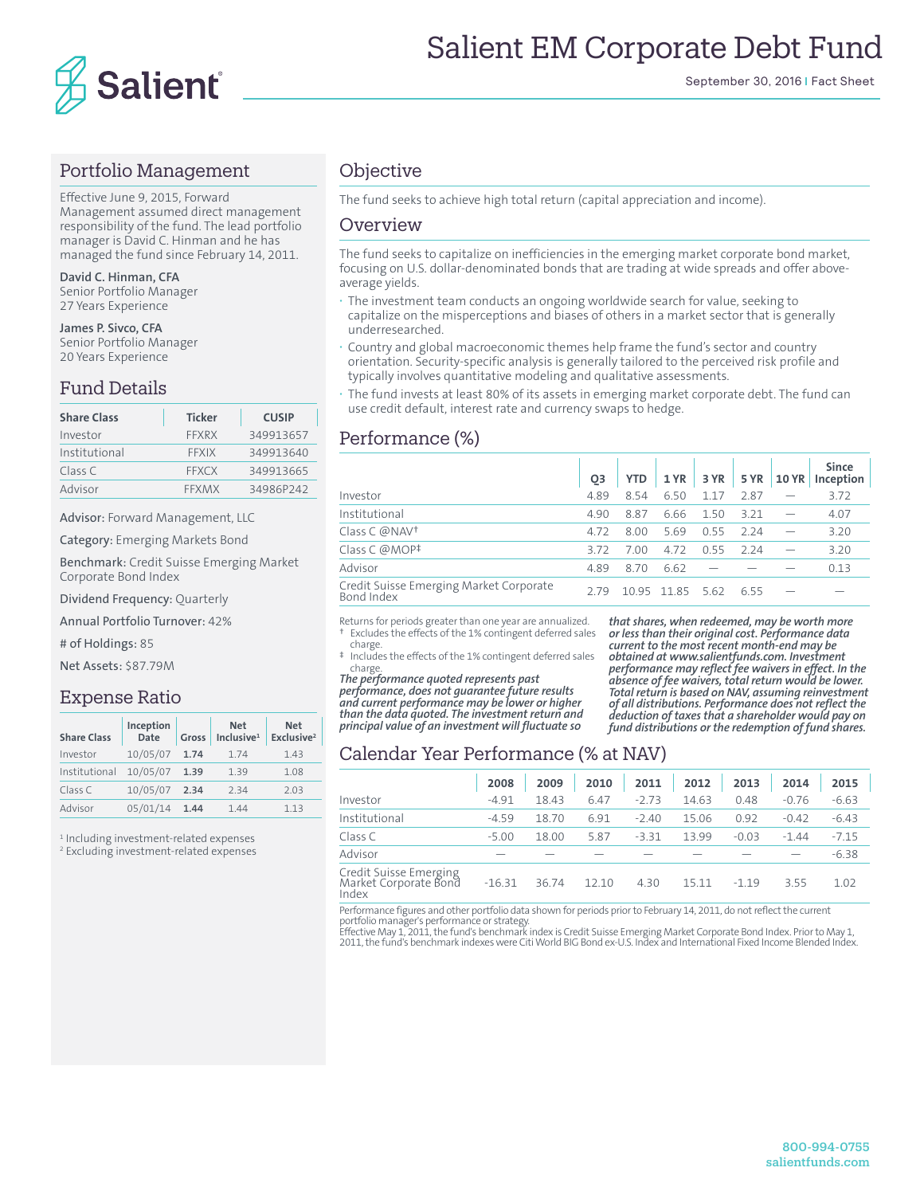# Salient EM Corporate Debt Fund

September 30, 2016 | Fact Sheet

## Portfolio Management

Effective June 9, 2015, Forward Management assumed direct management responsibility of the fund. The lead portfolio manager is David C. Hinman and he has managed the fund since February 14, 2011.

**David C. Hinman, CFA**
Senior Portfolio Manager
27 Years Experience

**James P. Sivco, CFA**
Senior Portfolio Manager
20 Years Experience

## Fund Details

| Share Class | Ticker | CUSIP |
|---|---|---|
| Investor | FFXRX | 349913657 |
| Institutional | FFXIX | 349913640 |
| Class C | FFXCX | 349913665 |
| Advisor | FFXMX | 34986P242 |

**Advisor:** Forward Management, LLC

**Category:** Emerging Markets Bond

**Benchmark:** Credit Suisse Emerging Market Corporate Bond Index

**Dividend Frequency:** Quarterly

**Annual Portfolio Turnover:** 42%

**# of Holdings:** 85

**Net Assets:** $87.79M

## Expense Ratio

| Share Class | Inception Date | Gross | Net Inclusive[1] | Net Exclusive[2] |
|---|---|---|---|---|
| Investor | 10/05/07 | **1.74** | 1.74 | 1.43 |
| Institutional | 10/05/07 | **1.39** | 1.39 | 1.08 |
| Class C | 10/05/07 | **2.34** | 2.34 | 2.03 |
| Advisor | 05/01/14 | **1.44** | 1.44 | 1.13 |

[1] Including investment-related expenses
[2] Excluding investment-related expenses

## Objective

The fund seeks to achieve high total return (capital appreciation and income).

## Overview

The fund seeks to capitalize on inefficiencies in the emerging market corporate bond market, focusing on U.S. dollar-denominated bonds that are trading at wide spreads and offer above-average yields.

- The investment team conducts an ongoing worldwide search for value, seeking to capitalize on the misperceptions and biases of others in a market sector that is generally underresearched.
- Country and global macroeconomic themes help frame the fund's sector and country orientation. Security-specific analysis is generally tailored to the perceived risk profile and typically involves quantitative modeling and qualitative assessments.
- The fund invests at least 80% of its assets in emerging market corporate debt. The fund can use credit default, interest rate and currency swaps to hedge.

## Performance (%)

| | Q3 | YTD | 1 YR | 3 YR | 5 YR | 10 YR | Since Inception |
|---|---|---|---|---|---|---|---|
| Investor | 4.89 | 8.54 | 6.50 | 1.17 | 2.87 | — | 3.72 |
| Institutional | 4.90 | 8.87 | 6.66 | 1.50 | 3.21 | — | 4.07 |
| Class C @NAV† | 4.72 | 8.00 | 5.69 | 0.55 | 2.24 | — | 3.20 |
| Class C @MOP‡ | 3.72 | 7.00 | 4.72 | 0.55 | 2.24 | — | 3.20 |
| Advisor | 4.89 | 8.70 | 6.62 | — | — | — | 0.13 |
| Credit Suisse Emerging Market Corporate Bond Index | 2.79 | 10.95 | 11.85 | 5.62 | 6.55 | — | — |

Returns for periods greater than one year are annualized.
† Excludes the effects of the 1% contingent deferred sales charge.
‡ Includes the effects of the 1% contingent deferred sales charge.

***The performance quoted represents past performance, does not guarantee future results and current performance may be lower or higher than the data quoted. The investment return and principal value of an investment will fluctuate so that shares, when redeemed, may be worth more or less than their original cost. Performance data current to the most recent month-end may be obtained at www.salientfunds.com. Investment performance may reflect fee waivers in effect. In the absence of fee waivers, total return would be lower. Total return is based on NAV, assuming reinvestment of all distributions. Performance does not reflect the deduction of taxes that a shareholder would pay on fund distributions or the redemption of fund shares.***

## Calendar Year Performance (% at NAV)

| | 2008 | 2009 | 2010 | 2011 | 2012 | 2013 | 2014 | 2015 |
|---|---|---|---|---|---|---|---|---|
| Investor | -4.91 | 18.43 | 6.47 | -2.73 | 14.63 | 0.48 | -0.76 | -6.63 |
| Institutional | -4.59 | 18.70 | 6.91 | -2.40 | 15.06 | 0.92 | -0.42 | -6.43 |
| Class C | -5.00 | 18.00 | 5.87 | -3.31 | 13.99 | -0.03 | -1.44 | -7.15 |
| Advisor | — | — | — | — | — | — | — | -6.38 |
| Credit Suisse Emerging Market Corporate Bond Index | -16.31 | 36.74 | 12.10 | 4.30 | 15.11 | -1.19 | 3.55 | 1.02 |

Performance figures and other portfolio data shown for periods prior to February 14, 2011, do not reflect the current portfolio manager's performance or strategy.
Effective May 1, 2011, the fund's benchmark index is Credit Suisse Emerging Market Corporate Bond Index. Prior to May 1, 2011, the fund's benchmark indexes were Citi World BIG Bond ex-U.S. Index and International Fixed Income Blended Index.

800-994-0755
salientfunds.com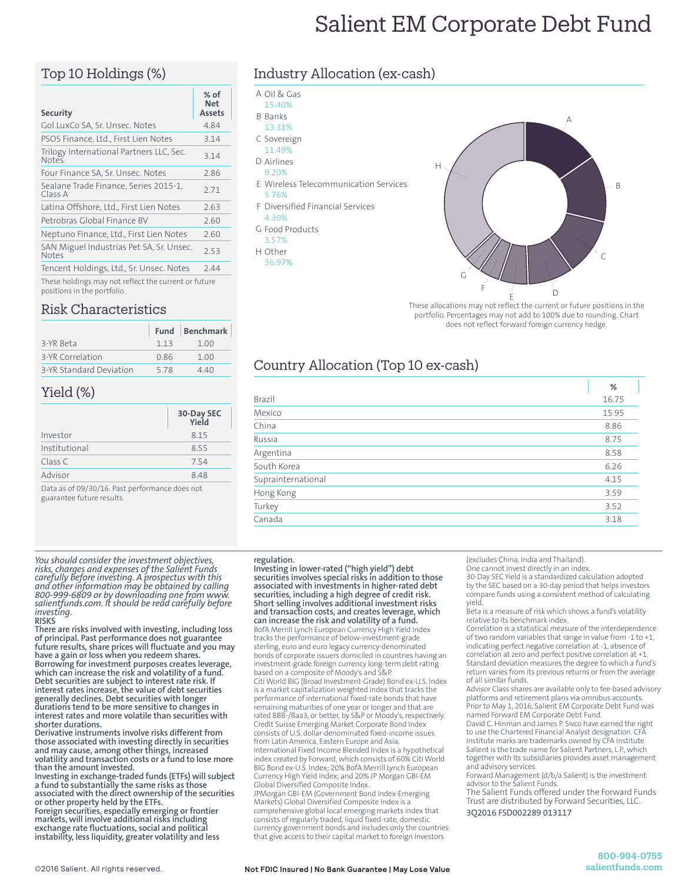# Salient EM Corporate Debt Fund

## Top 10 Holdings (%)

| Security | % of Net Assets |
|---|---|
| Gol LuxCo SA, Sr. Unsec. Notes | 4.84 |
| PSOS Finance, Ltd., First Lien Notes | 3.14 |
| Trilogy International Partners LLC, Sec. Notes | 3.14 |
| Four Finance SA, Sr. Unsec. Notes | 2.86 |
| Sealane Trade Finance, Series 2015-1, Class A | 2.71 |
| Latina Offshore, Ltd., First Lien Notes | 2.63 |
| Petrobras Global Finance BV | 2.60 |
| Neptuno Finance, Ltd., First Lien Notes | 2.60 |
| SAN Miguel Industrias Pet SA, Sr. Unsec. Notes | 2.53 |
| Tencent Holdings, Ltd., Sr. Unsec. Notes | 2.44 |

These holdings may not reflect the current or future positions in the portfolio.

## Risk Characteristics

| | Fund | Benchmark |
|---|---|---|
| 3-YR Beta | 1.13 | 1.00 |
| 3-YR Correlation | 0.86 | 1.00 |
| 3-YR Standard Deviation | 5.78 | 4.40 |

## Yield (%)

| | 30-Day SEC Yield |
|---|---|
| Investor | 8.15 |
| Institutional | 8.55 |
| Class C | 7.54 |
| Advisor | 8.48 |

Data as of 09/30/16. Past performance does not guarantee future results.

## Industry Allocation (ex-cash)

A Oil & Gas
15.40%
B Banks
13.31%
C Sovereign
11.49%
D Airlines
9.20%
E Wireless Telecommunication Services
5.76%
F Diversified Financial Services
4.30%
G Food Products
3.57%
H Other
36.97%

A B C D E F G H

These allocations may not reflect the current or future positions in the portfolio. Percentages may not add to 100% due to rounding. Chart does not reflect forward foreign currency hedge.

## Country Allocation (Top 10 ex-cash)

| | % |
|---|---|
| Brazil | 16.75 |
| Mexico | 15.95 |
| China | 8.86 |
| Russia | 8.75 |
| Argentina | 8.58 |
| South Korea | 6.26 |
| Suprainternational | 4.15 |
| Hong Kong | 3.59 |
| Turkey | 3.52 |
| Canada | 3.18 |

*You should consider the investment objectives, risks, charges and expenses of the Salient Funds carefully before investing. A prospectus with this and other information may be obtained by calling 800-999-6809 or by downloading one from www.salientfunds.com. It should be read carefully before investing.*

**RISKS**

**There are risks involved with investing, including loss of principal. Past performance does not guarantee future results, share prices will fluctuate and you may have a gain or loss when you redeem shares. Borrowing for investment purposes creates leverage, which can increase the risk and volatility of a fund. Debt securities are subject to interest rate risk. If interest rates increase, the value of debt securities generally declines. Debt securities with longer durations tend to be more sensitive to changes in interest rates and more volatile than securities with shorter durations.**

**Derivative instruments involve risks different from those associated with investing directly in securities and may cause, among other things, increased volatility and transaction costs or a fund to lose more than the amount invested.**

**Investing in exchange-traded funds (ETFs) will subject a fund to substantially the same risks as those associated with the direct ownership of the securities or other property held by the ETFs.**

**Foreign securities, especially emerging or frontier markets, will involve additional risks including exchange rate fluctuations, social and political instability, less liquidity, greater volatility and less regulation.**

**Investing in lower-rated ("high yield") debt securities involves special risks in addition to those associated with investments in higher-rated debt securities, including a high degree of credit risk.**

**Short selling involves additional investment risks and transaction costs, and creates leverage, which can increase the risk and volatility of a fund.**

BofA Merrill Lynch European Currency High Yield Index tracks the performance of below-investment-grade sterling, euro and euro legacy currency-denominated bonds of corporate issuers domiciled in countries having an investment-grade foreign currency long-term debt rating based on a composite of Moody's and S&P.

Citi World BIG (Broad Investment-Grade) Bond ex-U.S. Index is a market capitalization weighted index that tracks the performance of international fixed-rate bonds that have remaining maturities of one year or longer and that are rated BBB-/Baa3, or better, by S&P or Moody's, respectively.

Credit Suisse Emerging Market Corporate Bond Index consists of U.S. dollar-denominated fixed-income issues from Latin America, Eastern Europe and Asia.

International Fixed Income Blended Index is a hypothetical index created by Forward, which consists of 60% Citi World BIG Bond ex-U.S. Index; 20% BofA Merrill Lynch European Currency High Yield Index; and 20% JP Morgan GBI-EM Global Diversified Composite Index.

JPMorgan GBI-EM (Government Bond Index-Emerging Markets) Global Diversified Composite Index is a comprehensive global local emerging markets index that consists of regularly traded, liquid fixed-rate, domestic currency government bonds and includes only the countries that give access to their capital market to foreign investors (excludes China, India and Thailand).

One cannot invest directly in an index.

30-Day SEC Yield is a standardized calculation adopted by the SEC based on a 30-day period that helps investors compare funds using a consistent method of calculating yield.

Beta is a measure of risk which shows a fund's volatility relative to its benchmark index.

Correlation is a statistical measure of the interdependence of two random variables that range in value from -1 to +1, indicating perfect negative correlation at -1, absence of correlation at zero and perfect positive correlation at +1.

Standard deviation measures the degree to which a fund's return varies from its previous returns or from the average of all similar funds.

Advisor Class shares are available only to fee-based advisory platforms and retirement plans via omnibus accounts.

Prior to May 1, 2016, Salient EM Corporate Debt Fund was named Forward EM Corporate Debt Fund.

David C. Hinman and James P. Sivco have earned the right to use the Chartered Financial Analyst designation. CFA Institute marks are trademarks owned by CFA Institute.

Salient is the trade name for Salient Partners, L.P., which together with its subsidiaries provides asset management and advisory services.

Forward Management (d/b/a Salient) is the investment advisor to the Salient Funds.

The Salient Funds offered under the Forward Funds Trust are distributed by Forward Securities, LLC.

3Q2016 FSD002289 013117

©2016 Salient. All rights reserved.

**Not FDIC Insured | No Bank Guarantee | May Lose Value**

**800-994-0755**
**salientfunds.com**